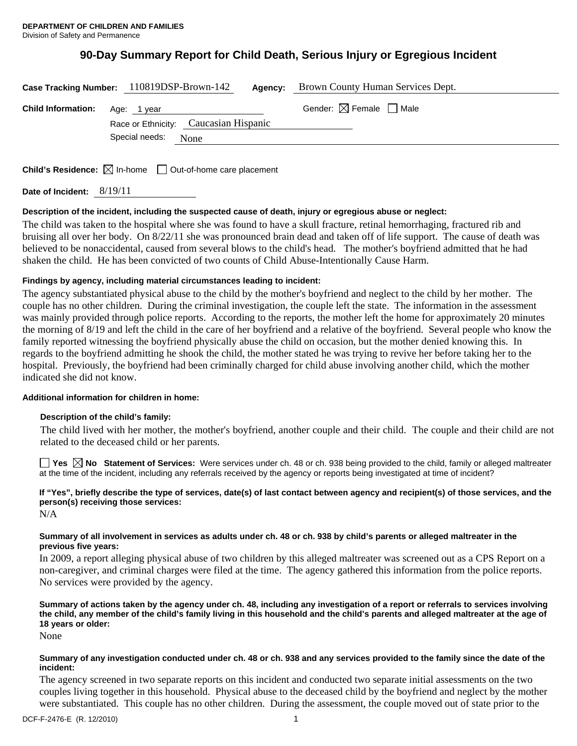**DEPARTMENT OF CHILDREN AND FAMILIES**
Division of Safety and Permanence

# 90-Day Summary Report for Child Death, Serious Injury or Egregious Incident

**Case Tracking Number:** 110819DSP-Brown-142 **Agency:** Brown County Human Services Dept.

**Child Information:** Age: 1 year Gender: ☒ Female ☐ Male

Race or Ethnicity: Caucasian Hispanic

Special needs: None

**Child's Residence:** ☒ In-home ☐ Out-of-home care placement

**Date of Incident:** 8/19/11

**Description of the incident, including the suspected cause of death, injury or egregious abuse or neglect:**

The child was taken to the hospital where she was found to have a skull fracture, retinal hemorrhaging, fractured rib and bruising all over her body. On 8/22/11 she was pronounced brain dead and taken off of life support. The cause of death was believed to be nonaccidental, caused from several blows to the child's head. The mother's boyfriend admitted that he had shaken the child. He has been convicted of two counts of Child Abuse-Intentionally Cause Harm.

**Findings by agency, including material circumstances leading to incident:**

The agency substantiated physical abuse to the child by the mother's boyfriend and neglect to the child by her mother. The couple has no other children. During the criminal investigation, the couple left the state. The information in the assessment was mainly provided through police reports. According to the reports, the mother left the home for approximately 20 minutes the morning of 8/19 and left the child in the care of her boyfriend and a relative of the boyfriend. Several people who know the family reported witnessing the boyfriend physically abuse the child on occasion, but the mother denied knowing this. In regards to the boyfriend admitting he shook the child, the mother stated he was trying to revive her before taking her to the hospital. Previously, the boyfriend had been criminally charged for child abuse involving another child, which the mother indicated she did not know.

**Additional information for children in home:**

**Description of the child's family:**

The child lived with her mother, the mother's boyfriend, another couple and their child. The couple and their child are not related to the deceased child or her parents.

☐ Yes ☒ No **Statement of Services:** Were services under ch. 48 or ch. 938 being provided to the child, family or alleged maltreater at the time of the incident, including any referrals received by the agency or reports being investigated at time of incident?

**If "Yes", briefly describe the type of services, date(s) of last contact between agency and recipient(s) of those services, and the person(s) receiving those services:**

N/A

**Summary of all involvement in services as adults under ch. 48 or ch. 938 by child's parents or alleged maltreater in the previous five years:**

In 2009, a report alleging physical abuse of two children by this alleged maltreater was screened out as a CPS Report on a non-caregiver, and criminal charges were filed at the time. The agency gathered this information from the police reports. No services were provided by the agency.

**Summary of actions taken by the agency under ch. 48, including any investigation of a report or referrals to services involving the child, any member of the child's family living in this household and the child's parents and alleged maltreater at the age of 18 years or older:**

None

**Summary of any investigation conducted under ch. 48 or ch. 938 and any services provided to the family since the date of the incident:**

The agency screened in two separate reports on this incident and conducted two separate initial assessments on the two couples living together in this household. Physical abuse to the deceased child by the boyfriend and neglect by the mother were substantiated. This couple has no other children. During the assessment, the couple moved out of state prior to the

DCF-F-2476-E (R. 12/2010)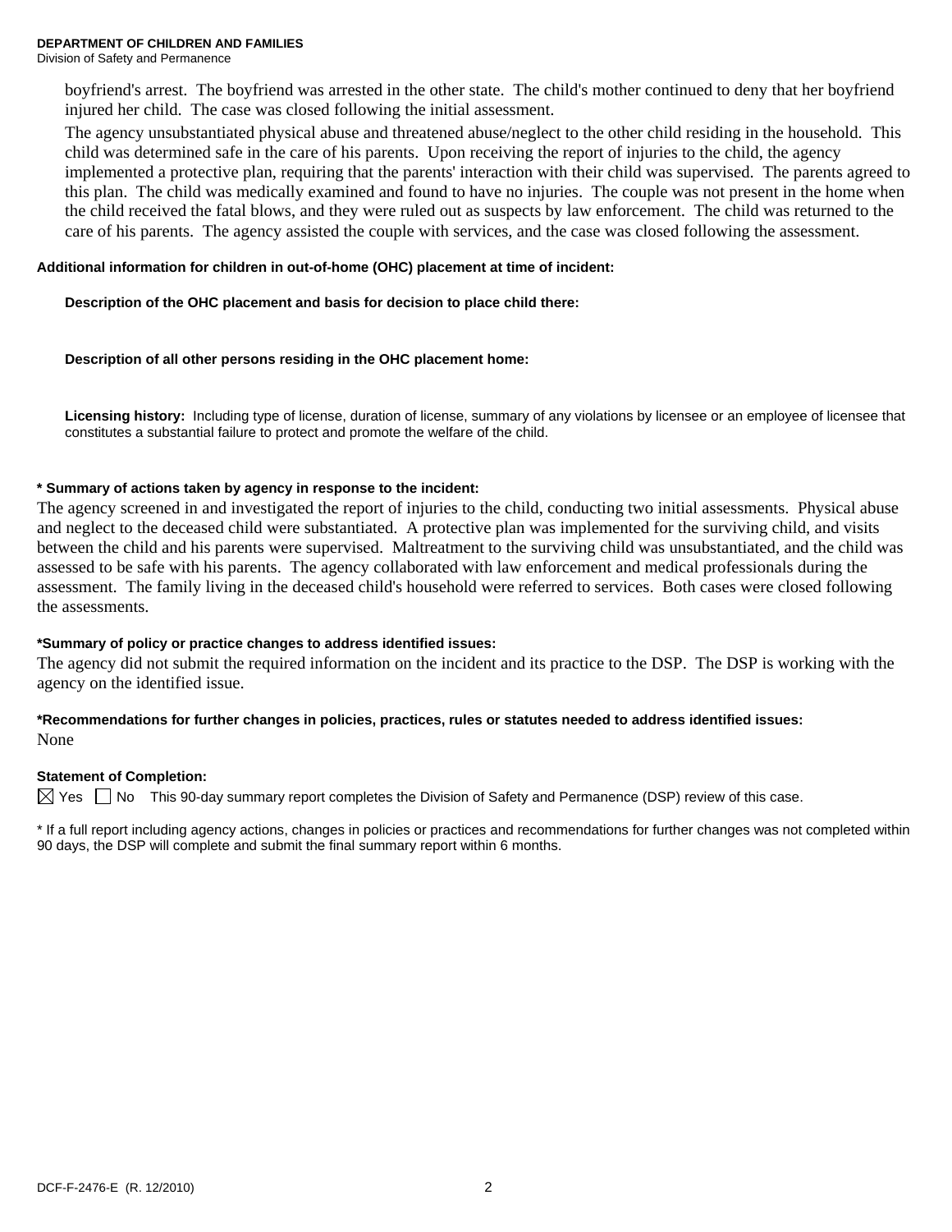boyfriend's arrest. The boyfriend was arrested in the other state. The child's mother continued to deny that her boyfriend injured her child. The case was closed following the initial assessment.

The agency unsubstantiated physical abuse and threatened abuse/neglect to the other child residing in the household. This child was determined safe in the care of his parents. Upon receiving the report of injuries to the child, the agency implemented a protective plan, requiring that the parents' interaction with their child was supervised. The parents agreed to this plan. The child was medically examined and found to have no injuries. The couple was not present in the home when the child received the fatal blows, and they were ruled out as suspects by law enforcement. The child was returned to the care of his parents. The agency assisted the couple with services, and the case was closed following the assessment.

**Additional information for children in out-of-home (OHC) placement at time of incident:**

**Description of the OHC placement and basis for decision to place child there:**

**Description of all other persons residing in the OHC placement home:**

**Licensing history:** Including type of license, duration of license, summary of any violations by licensee or an employee of licensee that constitutes a substantial failure to protect and promote the welfare of the child.

**\* Summary of actions taken by agency in response to the incident:**

The agency screened in and investigated the report of injuries to the child, conducting two initial assessments. Physical abuse and neglect to the deceased child were substantiated. A protective plan was implemented for the surviving child, and visits between the child and his parents were supervised. Maltreatment to the surviving child was unsubstantiated, and the child was assessed to be safe with his parents. The agency collaborated with law enforcement and medical professionals during the assessment. The family living in the deceased child's household were referred to services. Both cases were closed following the assessments.

**\*Summary of policy or practice changes to address identified issues:**

The agency did not submit the required information on the incident and its practice to the DSP. The DSP is working with the agency on the identified issue.

**\*Recommendations for further changes in policies, practices, rules or statutes needed to address identified issues:**

None

**Statement of Completion:**

☒ Yes ☐ No This 90-day summary report completes the Division of Safety and Permanence (DSP) review of this case.

\* If a full report including agency actions, changes in policies or practices and recommendations for further changes was not completed within 90 days, the DSP will complete and submit the final summary report within 6 months.